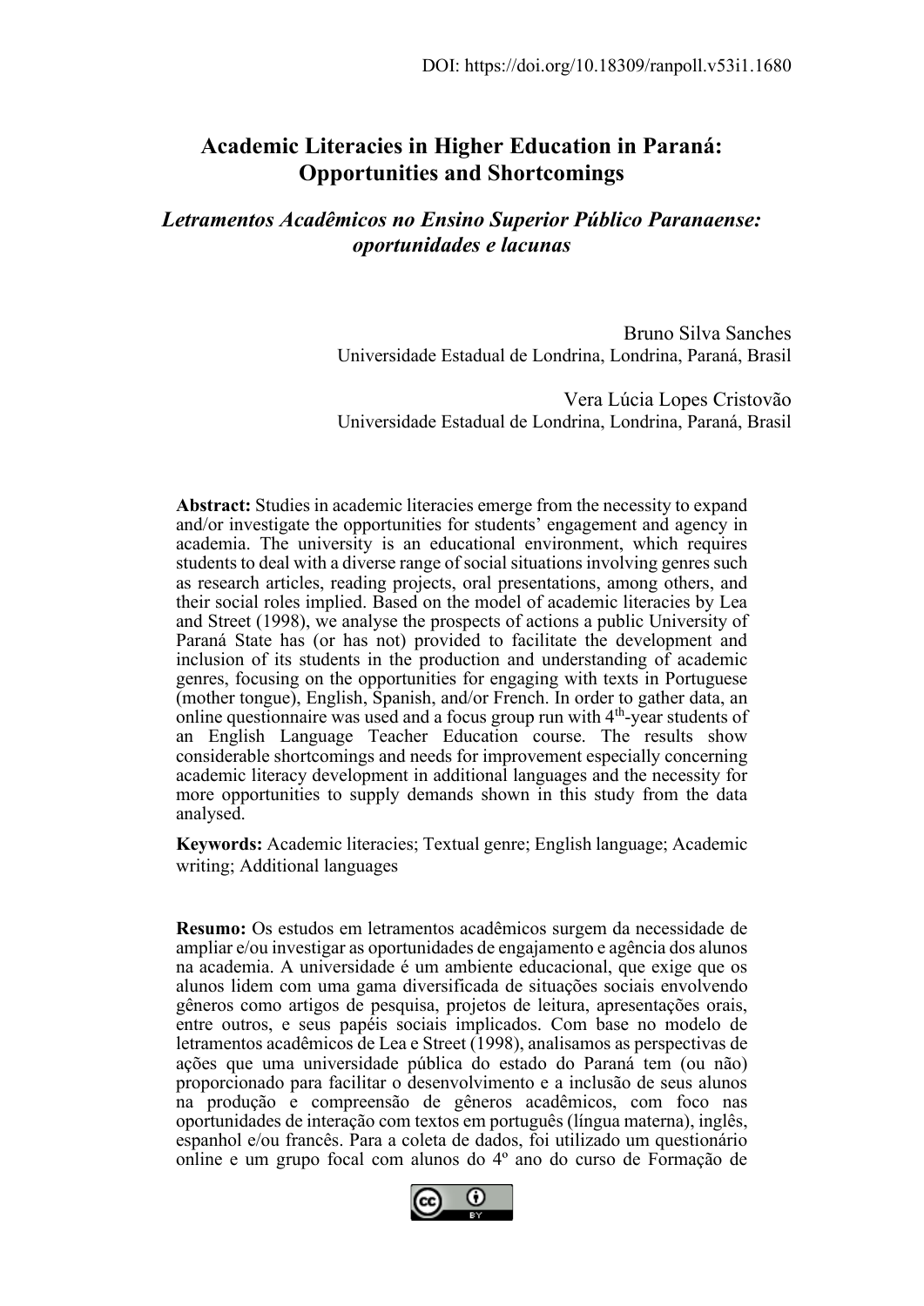DOI: https://doi.org/10.18309/ranpoll.v53i1.1680

# Academic Literacies in Higher Education in Paraná: Opportunities and Shortcomings

## *Letramentos Acadêmicos no Ensino Superior Público Paranaense: oportunidades e lacunas*

Bruno Silva Sanches
Universidade Estadual de Londrina, Londrina, Paraná, Brasil

Vera Lúcia Lopes Cristovão
Universidade Estadual de Londrina, Londrina, Paraná, Brasil

**Abstract:** Studies in academic literacies emerge from the necessity to expand and/or investigate the opportunities for students' engagement and agency in academia. The university is an educational environment, which requires students to deal with a diverse range of social situations involving genres such as research articles, reading projects, oral presentations, among others, and their social roles implied. Based on the model of academic literacies by Lea and Street (1998), we analyse the prospects of actions a public University of Paraná State has (or has not) provided to facilitate the development and inclusion of its students in the production and understanding of academic genres, focusing on the opportunities for engaging with texts in Portuguese (mother tongue), English, Spanish, and/or French. In order to gather data, an online questionnaire was used and a focus group run with 4th-year students of an English Language Teacher Education course. The results show considerable shortcomings and needs for improvement especially concerning academic literacy development in additional languages and the necessity for more opportunities to supply demands shown in this study from the data analysed.

**Keywords:** Academic literacies; Textual genre; English language; Academic writing; Additional languages

**Resumo:** Os estudos em letramentos acadêmicos surgem da necessidade de ampliar e/ou investigar as oportunidades de engajamento e agência dos alunos na academia. A universidade é um ambiente educacional, que exige que os alunos lidem com uma gama diversificada de situações sociais envolvendo gêneros como artigos de pesquisa, projetos de leitura, apresentações orais, entre outros, e seus papéis sociais implicados. Com base no modelo de letramentos acadêmicos de Lea e Street (1998), analisamos as perspectivas de ações que uma universidade pública do estado do Paraná tem (ou não) proporcionado para facilitar o desenvolvimento e a inclusão de seus alunos na produção e compreensão de gêneros acadêmicos, com foco nas oportunidades de interação com textos em português (língua materna), inglês, espanhol e/ou francês. Para a coleta de dados, foi utilizado um questionário online e um grupo focal com alunos do 4º ano do curso de Formação de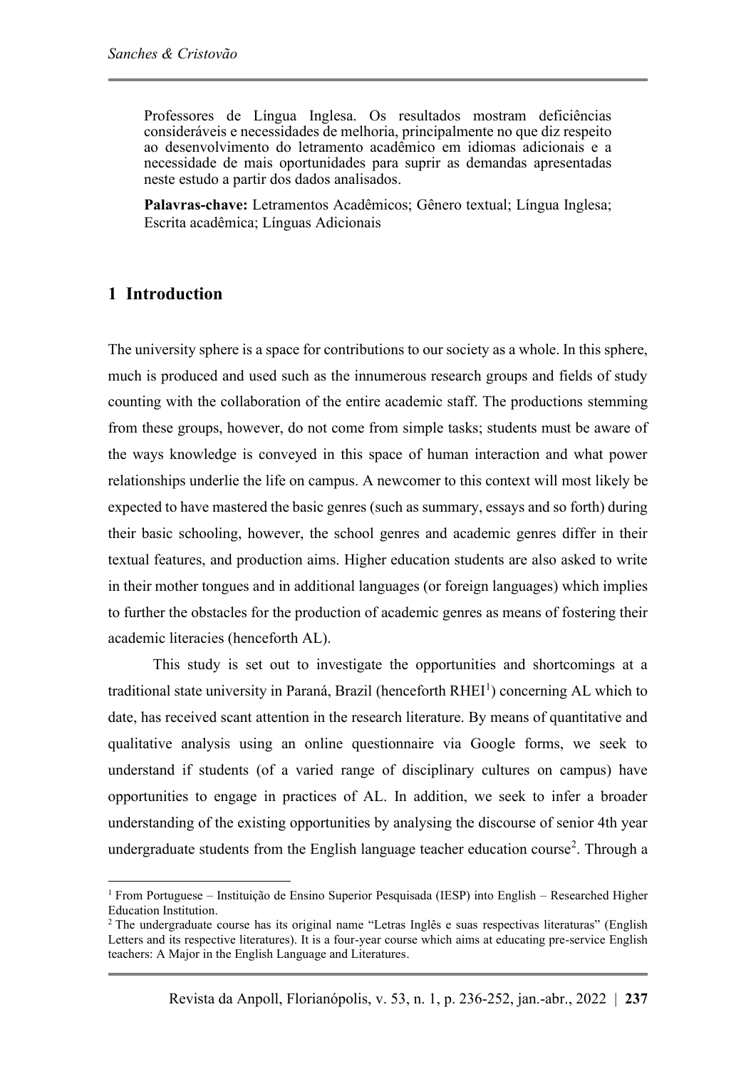Professores de Língua Inglesa. Os resultados mostram deficiências consideráveis e necessidades de melhoria, principalmente no que diz respeito ao desenvolvimento do letramento acadêmico em idiomas adicionais e a necessidade de mais oportunidades para suprir as demandas apresentadas neste estudo a partir dos dados analisados.

**Palavras-chave:** Letramentos Acadêmicos; Gênero textual; Língua Inglesa; Escrita acadêmica; Línguas Adicionais

## 1 Introduction

The university sphere is a space for contributions to our society as a whole. In this sphere, much is produced and used such as the innumerous research groups and fields of study counting with the collaboration of the entire academic staff. The productions stemming from these groups, however, do not come from simple tasks; students must be aware of the ways knowledge is conveyed in this space of human interaction and what power relationships underlie the life on campus. A newcomer to this context will most likely be expected to have mastered the basic genres (such as summary, essays and so forth) during their basic schooling, however, the school genres and academic genres differ in their textual features, and production aims. Higher education students are also asked to write in their mother tongues and in additional languages (or foreign languages) which implies to further the obstacles for the production of academic genres as means of fostering their academic literacies (henceforth AL).

This study is set out to investigate the opportunities and shortcomings at a traditional state university in Paraná, Brazil (henceforth RHEI[1]) concerning AL which to date, has received scant attention in the research literature. By means of quantitative and qualitative analysis using an online questionnaire via Google forms, we seek to understand if students (of a varied range of disciplinary cultures on campus) have opportunities to engage in practices of AL. In addition, we seek to infer a broader understanding of the existing opportunities by analysing the discourse of senior 4th year undergraduate students from the English language teacher education course[2]. Through a

[1] From Portuguese – Instituição de Ensino Superior Pesquisada (IESP) into English – Researched Higher Education Institution.

[2] The undergraduate course has its original name "Letras Inglês e suas respectivas literaturas" (English Letters and its respective literatures). It is a four-year course which aims at educating pre-service English teachers: A Major in the English Language and Literatures.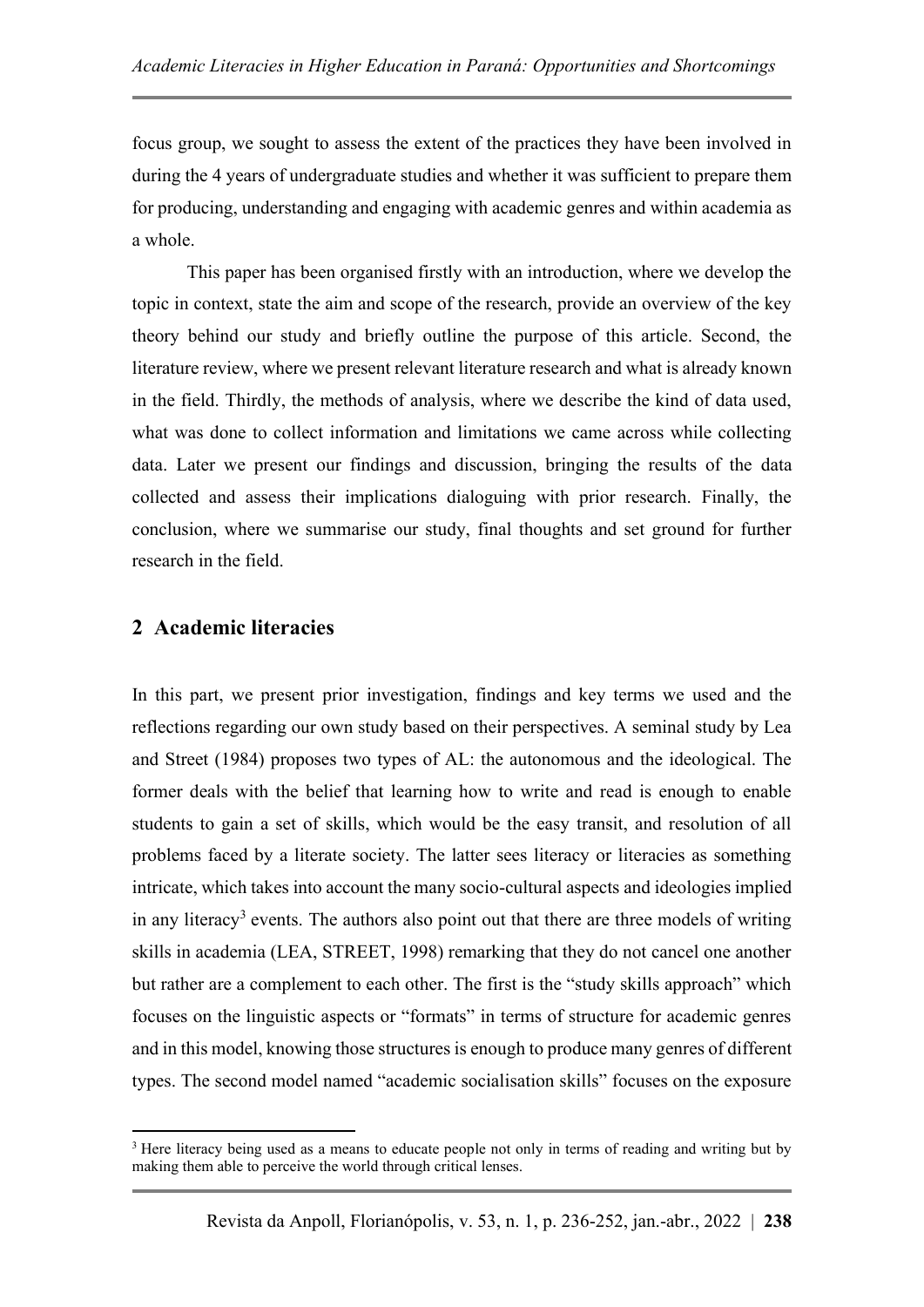focus group, we sought to assess the extent of the practices they have been involved in during the 4 years of undergraduate studies and whether it was sufficient to prepare them for producing, understanding and engaging with academic genres and within academia as a whole.

This paper has been organised firstly with an introduction, where we develop the topic in context, state the aim and scope of the research, provide an overview of the key theory behind our study and briefly outline the purpose of this article. Second, the literature review, where we present relevant literature research and what is already known in the field. Thirdly, the methods of analysis, where we describe the kind of data used, what was done to collect information and limitations we came across while collecting data. Later we present our findings and discussion, bringing the results of the data collected and assess their implications dialoguing with prior research. Finally, the conclusion, where we summarise our study, final thoughts and set ground for further research in the field.

## 2 Academic literacies

In this part, we present prior investigation, findings and key terms we used and the reflections regarding our own study based on their perspectives. A seminal study by Lea and Street (1984) proposes two types of AL: the autonomous and the ideological. The former deals with the belief that learning how to write and read is enough to enable students to gain a set of skills, which would be the easy transit, and resolution of all problems faced by a literate society. The latter sees literacy or literacies as something intricate, which takes into account the many socio-cultural aspects and ideologies implied in any literacy[3] events. The authors also point out that there are three models of writing skills in academia (LEA, STREET, 1998) remarking that they do not cancel one another but rather are a complement to each other. The first is the "study skills approach" which focuses on the linguistic aspects or "formats" in terms of structure for academic genres and in this model, knowing those structures is enough to produce many genres of different types. The second model named "academic socialisation skills" focuses on the exposure

[3] Here literacy being used as a means to educate people not only in terms of reading and writing but by making them able to perceive the world through critical lenses.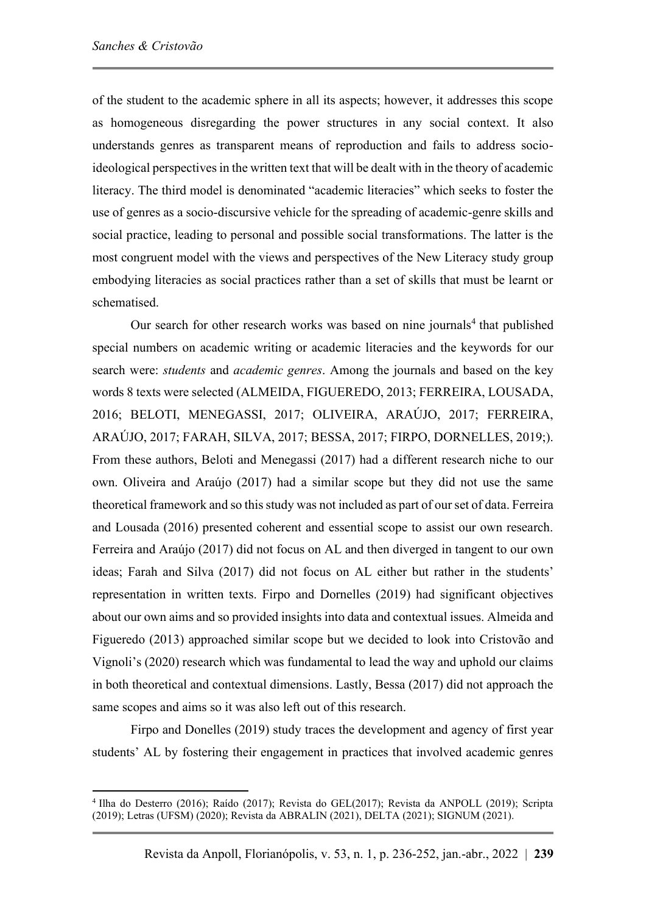of the student to the academic sphere in all its aspects; however, it addresses this scope as homogeneous disregarding the power structures in any social context. It also understands genres as transparent means of reproduction and fails to address socio-ideological perspectives in the written text that will be dealt with in the theory of academic literacy. The third model is denominated "academic literacies" which seeks to foster the use of genres as a socio-discursive vehicle for the spreading of academic-genre skills and social practice, leading to personal and possible social transformations. The latter is the most congruent model with the views and perspectives of the New Literacy study group embodying literacies as social practices rather than a set of skills that must be learnt or schematised.

Our search for other research works was based on nine journals[4] that published special numbers on academic writing or academic literacies and the keywords for our search were: *students* and *academic genres*. Among the journals and based on the key words 8 texts were selected (ALMEIDA, FIGUEREDO, 2013; FERREIRA, LOUSADA, 2016; BELOTI, MENEGASSI, 2017; OLIVEIRA, ARAÚJO, 2017; FERREIRA, ARAÚJO, 2017; FARAH, SILVA, 2017; BESSA, 2017; FIRPO, DORNELLES, 2019;). From these authors, Beloti and Menegassi (2017) had a different research niche to our own. Oliveira and Araújo (2017) had a similar scope but they did not use the same theoretical framework and so this study was not included as part of our set of data. Ferreira and Lousada (2016) presented coherent and essential scope to assist our own research. Ferreira and Araújo (2017) did not focus on AL and then diverged in tangent to our own ideas; Farah and Silva (2017) did not focus on AL either but rather in the students' representation in written texts. Firpo and Dornelles (2019) had significant objectives about our own aims and so provided insights into data and contextual issues. Almeida and Figueredo (2013) approached similar scope but we decided to look into Cristovão and Vignoli's (2020) research which was fundamental to lead the way and uphold our claims in both theoretical and contextual dimensions. Lastly, Bessa (2017) did not approach the same scopes and aims so it was also left out of this research.

Firpo and Donelles (2019) study traces the development and agency of first year students' AL by fostering their engagement in practices that involved academic genres

[4] Ilha do Desterro (2016); Raído (2017); Revista do GEL(2017); Revista da ANPOLL (2019); Scripta (2019); Letras (UFSM) (2020); Revista da ABRALIN (2021), DELTA (2021); SIGNUM (2021).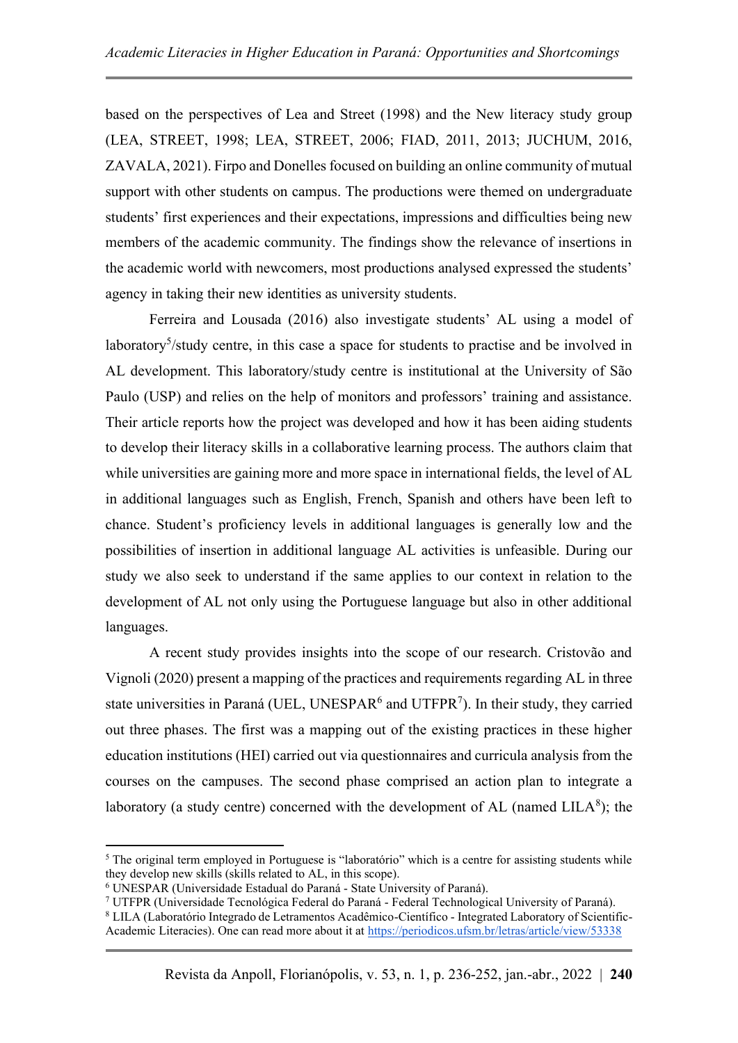based on the perspectives of Lea and Street (1998) and the New literacy study group (LEA, STREET, 1998; LEA, STREET, 2006; FIAD, 2011, 2013; JUCHUM, 2016, ZAVALA, 2021). Firpo and Donelles focused on building an online community of mutual support with other students on campus. The productions were themed on undergraduate students' first experiences and their expectations, impressions and difficulties being new members of the academic community. The findings show the relevance of insertions in the academic world with newcomers, most productions analysed expressed the students' agency in taking their new identities as university students.

Ferreira and Lousada (2016) also investigate students' AL using a model of laboratory[5]/study centre, in this case a space for students to practise and be involved in AL development. This laboratory/study centre is institutional at the University of São Paulo (USP) and relies on the help of monitors and professors' training and assistance. Their article reports how the project was developed and how it has been aiding students to develop their literacy skills in a collaborative learning process. The authors claim that while universities are gaining more and more space in international fields, the level of AL in additional languages such as English, French, Spanish and others have been left to chance. Student's proficiency levels in additional languages is generally low and the possibilities of insertion in additional language AL activities is unfeasible. During our study we also seek to understand if the same applies to our context in relation to the development of AL not only using the Portuguese language but also in other additional languages.

A recent study provides insights into the scope of our research. Cristovão and Vignoli (2020) present a mapping of the practices and requirements regarding AL in three state universities in Paraná (UEL, UNESPAR[6] and UTFPR[7]). In their study, they carried out three phases. The first was a mapping out of the existing practices in these higher education institutions (HEI) carried out via questionnaires and curricula analysis from the courses on the campuses. The second phase comprised an action plan to integrate a laboratory (a study centre) concerned with the development of AL (named LILA[8]); the

---

[5] The original term employed in Portuguese is "laboratório" which is a centre for assisting students while they develop new skills (skills related to AL, in this scope).

[6] UNESPAR (Universidade Estadual do Paraná - State University of Paraná).

[7] UTFPR (Universidade Tecnológica Federal do Paraná - Federal Technological University of Paraná).

[8] LILA (Laboratório Integrado de Letramentos Acadêmico-Científico - Integrated Laboratory of Scientific-Academic Literacies). One can read more about it at https://periodicos.ufsm.br/letras/article/view/53338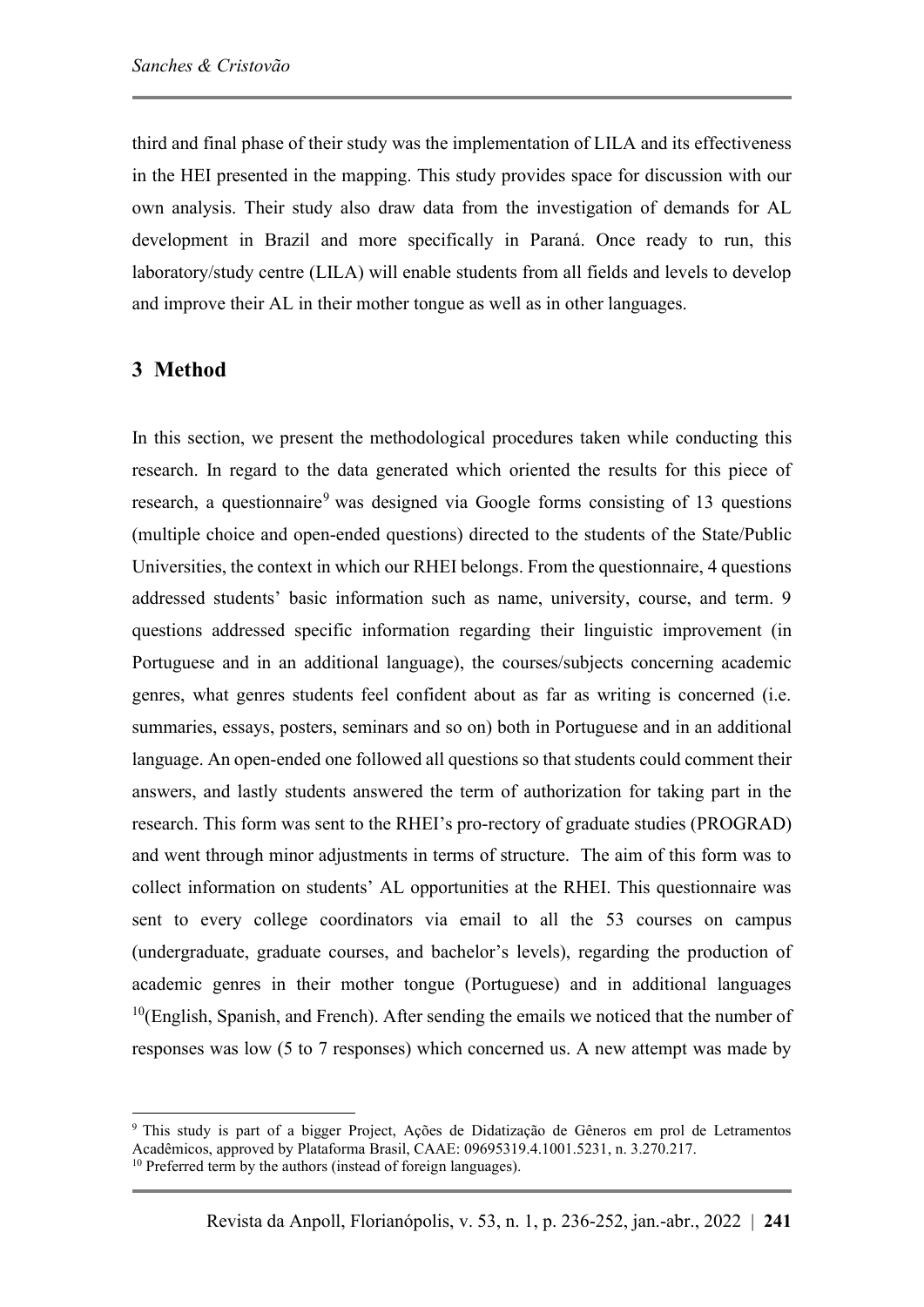third and final phase of their study was the implementation of LILA and its effectiveness in the HEI presented in the mapping. This study provides space for discussion with our own analysis. Their study also draw data from the investigation of demands for AL development in Brazil and more specifically in Paraná. Once ready to run, this laboratory/study centre (LILA) will enable students from all fields and levels to develop and improve their AL in their mother tongue as well as in other languages.

## 3 Method

In this section, we present the methodological procedures taken while conducting this research. In regard to the data generated which oriented the results for this piece of research, a questionnaire[9] was designed via Google forms consisting of 13 questions (multiple choice and open-ended questions) directed to the students of the State/Public Universities, the context in which our RHEI belongs. From the questionnaire, 4 questions addressed students' basic information such as name, university, course, and term. 9 questions addressed specific information regarding their linguistic improvement (in Portuguese and in an additional language), the courses/subjects concerning academic genres, what genres students feel confident about as far as writing is concerned (i.e. summaries, essays, posters, seminars and so on) both in Portuguese and in an additional language. An open-ended one followed all questions so that students could comment their answers, and lastly students answered the term of authorization for taking part in the research. This form was sent to the RHEI's pro-rectory of graduate studies (PROGRAD) and went through minor adjustments in terms of structure. The aim of this form was to collect information on students' AL opportunities at the RHEI. This questionnaire was sent to every college coordinators via email to all the 53 courses on campus (undergraduate, graduate courses, and bachelor's levels), regarding the production of academic genres in their mother tongue (Portuguese) and in additional languages [10](English, Spanish, and French). After sending the emails we noticed that the number of responses was low (5 to 7 responses) which concerned us. A new attempt was made by

---

[9] This study is part of a bigger Project, Ações de Didatização de Gêneros em prol de Letramentos Acadêmicos, approved by Plataforma Brasil, CAAE: 09695319.4.1001.5231, n. 3.270.217.

[10] Preferred term by the authors (instead of foreign languages).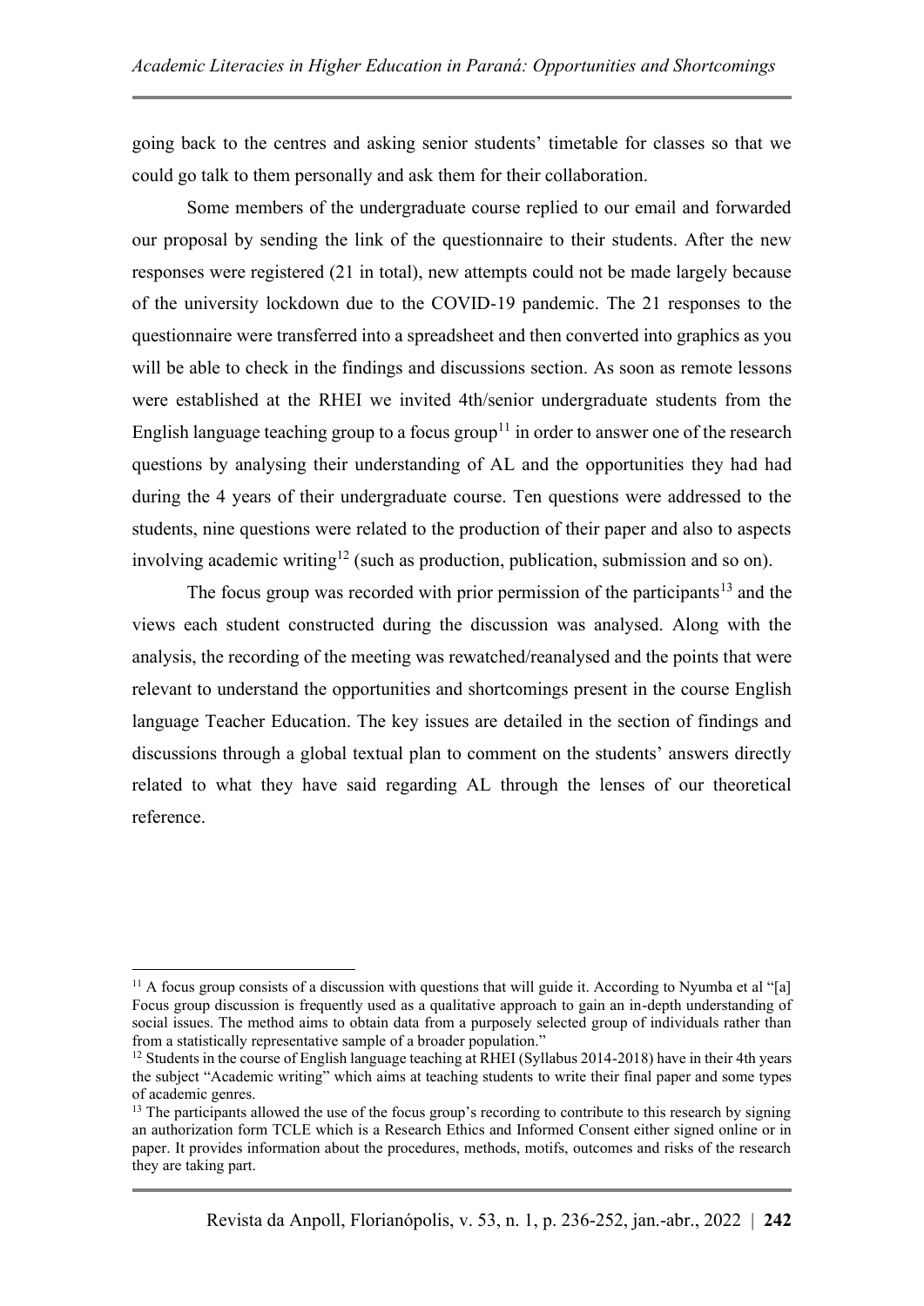going back to the centres and asking senior students' timetable for classes so that we could go talk to them personally and ask them for their collaboration.

Some members of the undergraduate course replied to our email and forwarded our proposal by sending the link of the questionnaire to their students. After the new responses were registered (21 in total), new attempts could not be made largely because of the university lockdown due to the COVID-19 pandemic. The 21 responses to the questionnaire were transferred into a spreadsheet and then converted into graphics as you will be able to check in the findings and discussions section. As soon as remote lessons were established at the RHEI we invited 4th/senior undergraduate students from the English language teaching group to a focus group[11] in order to answer one of the research questions by analysing their understanding of AL and the opportunities they had had during the 4 years of their undergraduate course. Ten questions were addressed to the students, nine questions were related to the production of their paper and also to aspects involving academic writing[12] (such as production, publication, submission and so on).

The focus group was recorded with prior permission of the participants[13] and the views each student constructed during the discussion was analysed. Along with the analysis, the recording of the meeting was rewatched/reanalysed and the points that were relevant to understand the opportunities and shortcomings present in the course English language Teacher Education. The key issues are detailed in the section of findings and discussions through a global textual plan to comment on the students' answers directly related to what they have said regarding AL through the lenses of our theoretical reference.

---

[11] A focus group consists of a discussion with questions that will guide it. According to Nyumba et al "[a] Focus group discussion is frequently used as a qualitative approach to gain an in-depth understanding of social issues. The method aims to obtain data from a purposely selected group of individuals rather than from a statistically representative sample of a broader population."

[12] Students in the course of English language teaching at RHEI (Syllabus 2014-2018) have in their 4th years the subject "Academic writing" which aims at teaching students to write their final paper and some types of academic genres.

[13] The participants allowed the use of the focus group's recording to contribute to this research by signing an authorization form TCLE which is a Research Ethics and Informed Consent either signed online or in paper. It provides information about the procedures, methods, motifs, outcomes and risks of the research they are taking part.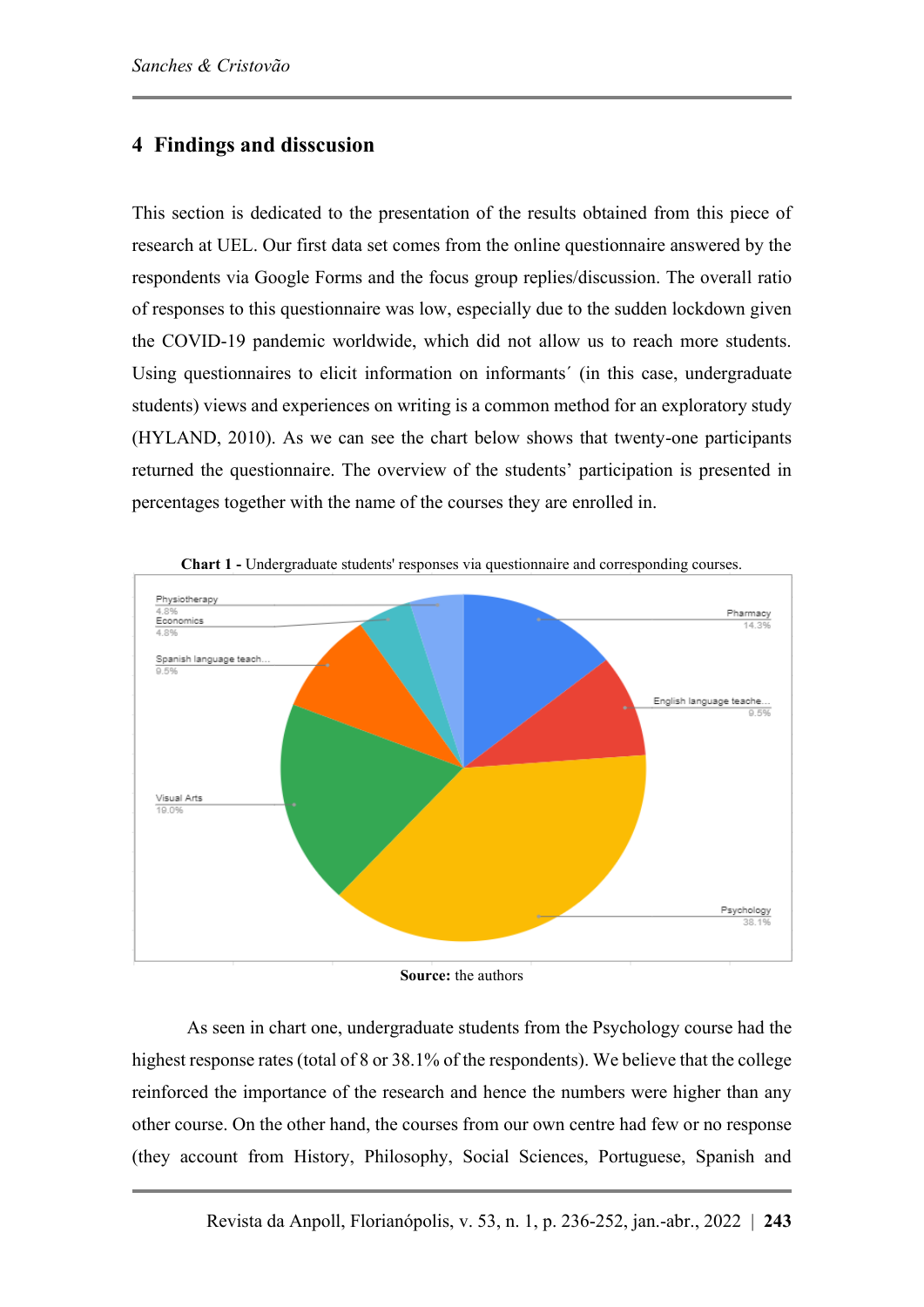## 4 Findings and disscusion

This section is dedicated to the presentation of the results obtained from this piece of research at UEL. Our first data set comes from the online questionnaire answered by the respondents via Google Forms and the focus group replies/discussion. The overall ratio of responses to this questionnaire was low, especially due to the sudden lockdown given the COVID-19 pandemic worldwide, which did not allow us to reach more students. Using questionnaires to elicit information on informants´ (in this case, undergraduate students) views and experiences on writing is a common method for an exploratory study (HYLAND, 2010). As we can see the chart below shows that twenty-one participants returned the questionnaire. The overview of the students' participation is presented in percentages together with the name of the courses they are enrolled in.

**Chart 1 -** Undergraduate students' responses via questionnaire and corresponding courses.

| Course | Percentage |
|---|---|
| Pharmacy | 14.3% |
| English language teache... | 9.5% |
| Psychology | 38.1% |
| Visual Arts | 19.0% |
| Spanish language teach... | 9.5% |
| Economics | 4.8% |
| Physiotherapy | 4.8% |

**Source:** the authors

As seen in chart one, undergraduate students from the Psychology course had the highest response rates (total of 8 or 38.1% of the respondents). We believe that the college reinforced the importance of the research and hence the numbers were higher than any other course. On the other hand, the courses from our own centre had few or no response (they account from History, Philosophy, Social Sciences, Portuguese, Spanish and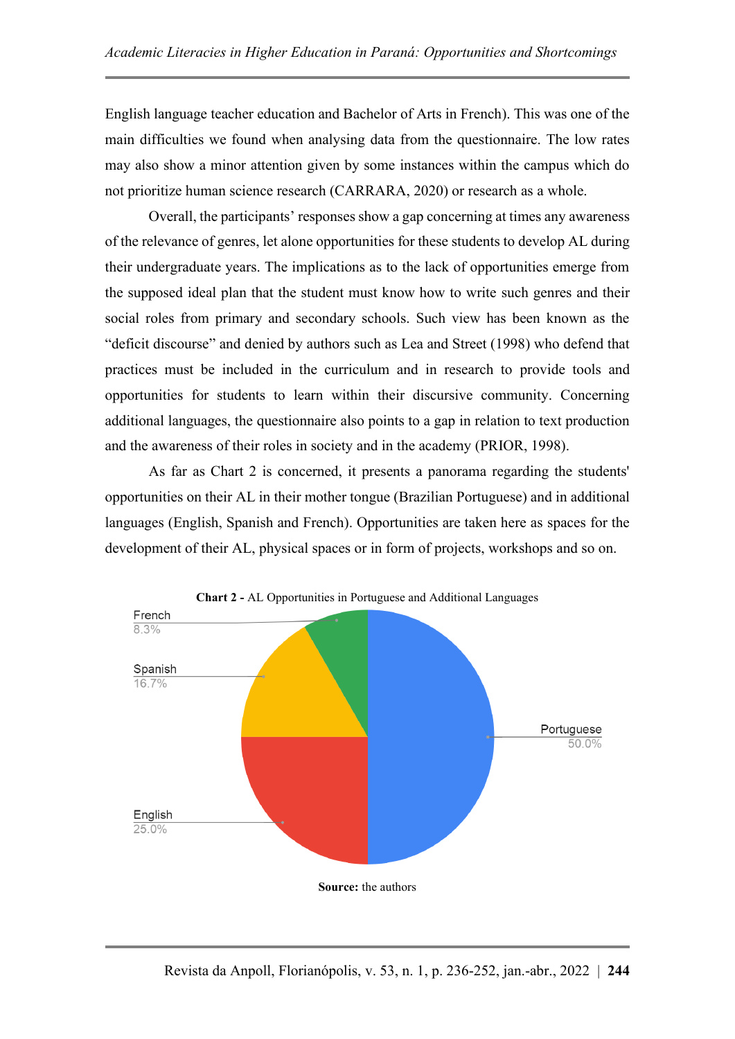English language teacher education and Bachelor of Arts in French). This was one of the main difficulties we found when analysing data from the questionnaire. The low rates may also show a minor attention given by some instances within the campus which do not prioritize human science research (CARRARA, 2020) or research as a whole.

Overall, the participants' responses show a gap concerning at times any awareness of the relevance of genres, let alone opportunities for these students to develop AL during their undergraduate years. The implications as to the lack of opportunities emerge from the supposed ideal plan that the student must know how to write such genres and their social roles from primary and secondary schools. Such view has been known as the "deficit discourse" and denied by authors such as Lea and Street (1998) who defend that practices must be included in the curriculum and in research to provide tools and opportunities for students to learn within their discursive community. Concerning additional languages, the questionnaire also points to a gap in relation to text production and the awareness of their roles in society and in the academy (PRIOR, 1998).

As far as Chart 2 is concerned, it presents a panorama regarding the students' opportunities on their AL in their mother tongue (Brazilian Portuguese) and in additional languages (English, Spanish and French). Opportunities are taken here as spaces for the development of their AL, physical spaces or in form of projects, workshops and so on.

**Chart 2 -** AL Opportunities in Portuguese and Additional Languages

| Language | Percentage |
| --- | --- |
| Portuguese | 50.0% |
| English | 25.0% |
| Spanish | 16.7% |
| French | 8.3% |

**Source:** the authors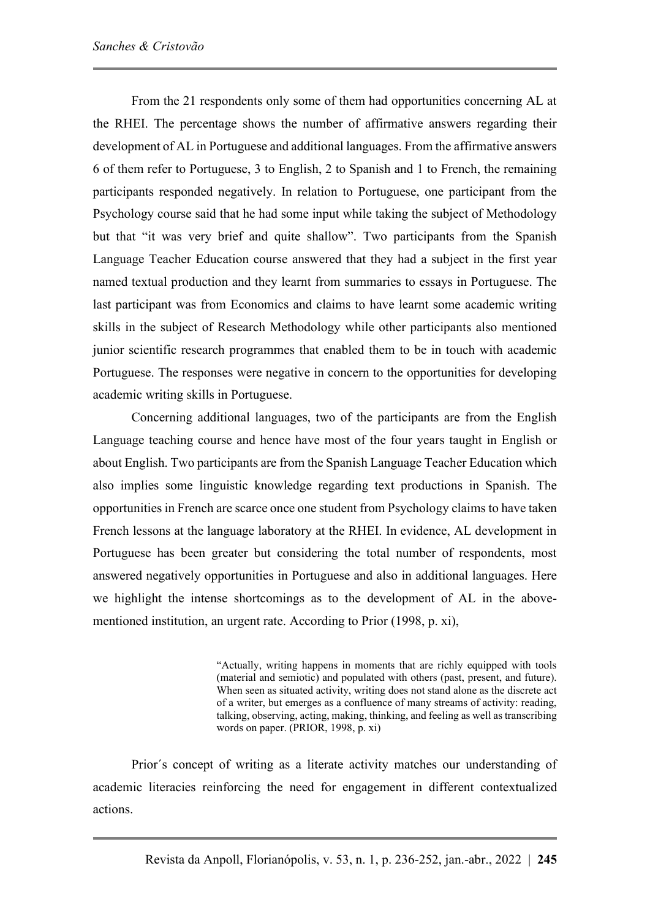From the 21 respondents only some of them had opportunities concerning AL at the RHEI. The percentage shows the number of affirmative answers regarding their development of AL in Portuguese and additional languages. From the affirmative answers 6 of them refer to Portuguese, 3 to English, 2 to Spanish and 1 to French, the remaining participants responded negatively. In relation to Portuguese, one participant from the Psychology course said that he had some input while taking the subject of Methodology but that "it was very brief and quite shallow". Two participants from the Spanish Language Teacher Education course answered that they had a subject in the first year named textual production and they learnt from summaries to essays in Portuguese. The last participant was from Economics and claims to have learnt some academic writing skills in the subject of Research Methodology while other participants also mentioned junior scientific research programmes that enabled them to be in touch with academic Portuguese. The responses were negative in concern to the opportunities for developing academic writing skills in Portuguese.

Concerning additional languages, two of the participants are from the English Language teaching course and hence have most of the four years taught in English or about English. Two participants are from the Spanish Language Teacher Education which also implies some linguistic knowledge regarding text productions in Spanish. The opportunities in French are scarce once one student from Psychology claims to have taken French lessons at the language laboratory at the RHEI. In evidence, AL development in Portuguese has been greater but considering the total number of respondents, most answered negatively opportunities in Portuguese and also in additional languages. Here we highlight the intense shortcomings as to the development of AL in the above-mentioned institution, an urgent rate. According to Prior (1998, p. xi),

> "Actually, writing happens in moments that are richly equipped with tools (material and semiotic) and populated with others (past, present, and future). When seen as situated activity, writing does not stand alone as the discrete act of a writer, but emerges as a confluence of many streams of activity: reading, talking, observing, acting, making, thinking, and feeling as well as transcribing words on paper. (PRIOR, 1998, p. xi)

Prior´s concept of writing as a literate activity matches our understanding of academic literacies reinforcing the need for engagement in different contextualized actions.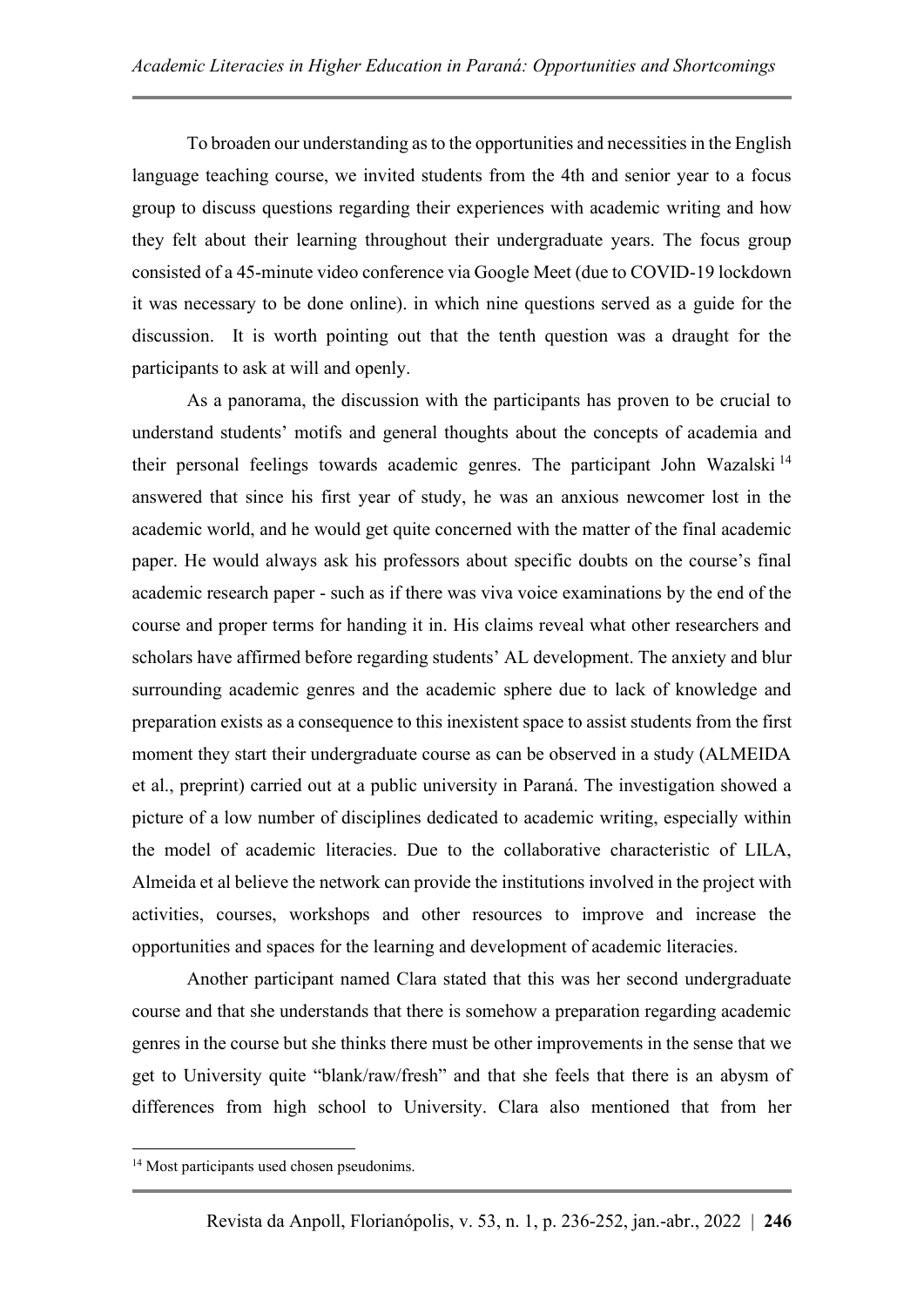To broaden our understanding as to the opportunities and necessities in the English language teaching course, we invited students from the 4th and senior year to a focus group to discuss questions regarding their experiences with academic writing and how they felt about their learning throughout their undergraduate years. The focus group consisted of a 45-minute video conference via Google Meet (due to COVID-19 lockdown it was necessary to be done online). in which nine questions served as a guide for the discussion.  It is worth pointing out that the tenth question was a draught for the participants to ask at will and openly.

As a panorama, the discussion with the participants has proven to be crucial to understand students' motifs and general thoughts about the concepts of academia and their personal feelings towards academic genres. The participant John Wazalski [14] answered that since his first year of study, he was an anxious newcomer lost in the academic world, and he would get quite concerned with the matter of the final academic paper. He would always ask his professors about specific doubts on the course's final academic research paper - such as if there was viva voice examinations by the end of the course and proper terms for handing it in. His claims reveal what other researchers and scholars have affirmed before regarding students' AL development. The anxiety and blur surrounding academic genres and the academic sphere due to lack of knowledge and preparation exists as a consequence to this inexistent space to assist students from the first moment they start their undergraduate course as can be observed in a study (ALMEIDA et al., preprint) carried out at a public university in Paraná. The investigation showed a picture of a low number of disciplines dedicated to academic writing, especially within the model of academic literacies. Due to the collaborative characteristic of LILA, Almeida et al believe the network can provide the institutions involved in the project with activities, courses, workshops and other resources to improve and increase the opportunities and spaces for the learning and development of academic literacies.

Another participant named Clara stated that this was her second undergraduate course and that she understands that there is somehow a preparation regarding academic genres in the course but she thinks there must be other improvements in the sense that we get to University quite "blank/raw/fresh" and that she feels that there is an abysm of differences from high school to University. Clara also mentioned that from her

---

[14] Most participants used chosen pseudonims.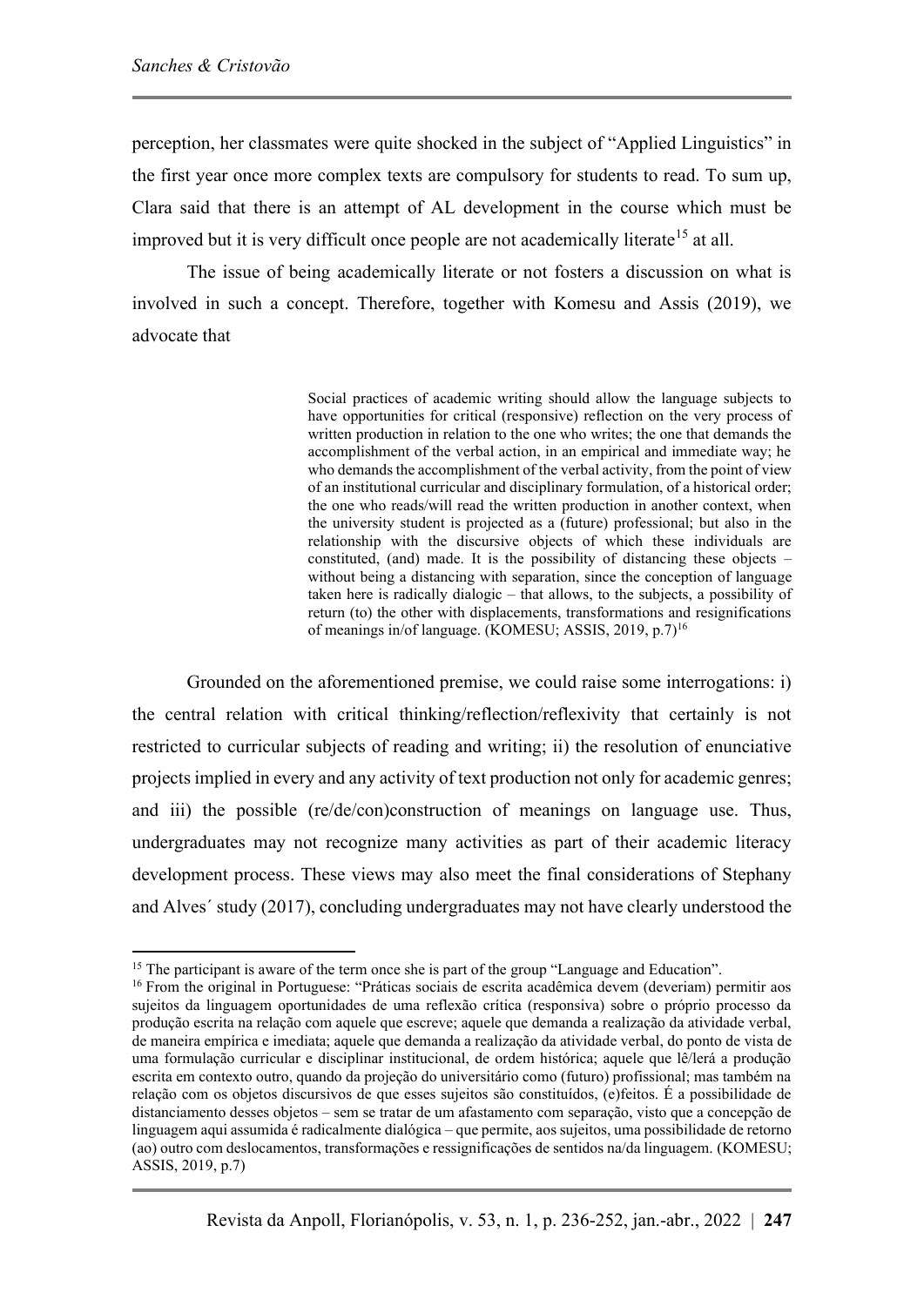perception, her classmates were quite shocked in the subject of "Applied Linguistics" in the first year once more complex texts are compulsory for students to read. To sum up, Clara said that there is an attempt of AL development in the course which must be improved but it is very difficult once people are not academically literate[15] at all.

The issue of being academically literate or not fosters a discussion on what is involved in such a concept. Therefore, together with Komesu and Assis (2019), we advocate that

> Social practices of academic writing should allow the language subjects to have opportunities for critical (responsive) reflection on the very process of written production in relation to the one who writes; the one that demands the accomplishment of the verbal action, in an empirical and immediate way; he who demands the accomplishment of the verbal activity, from the point of view of an institutional curricular and disciplinary formulation, of a historical order; the one who reads/will read the written production in another context, when the university student is projected as a (future) professional; but also in the relationship with the discursive objects of which these individuals are constituted, (and) made. It is the possibility of distancing these objects – without being a distancing with separation, since the conception of language taken here is radically dialogic – that allows, to the subjects, a possibility of return (to) the other with displacements, transformations and resignifications of meanings in/of language. (KOMESU; ASSIS, 2019, p.7)[16]

Grounded on the aforementioned premise, we could raise some interrogations: i) the central relation with critical thinking/reflection/reflexivity that certainly is not restricted to curricular subjects of reading and writing; ii) the resolution of enunciative projects implied in every and any activity of text production not only for academic genres; and iii) the possible (re/de/con)construction of meanings on language use. Thus, undergraduates may not recognize many activities as part of their academic literacy development process. These views may also meet the final considerations of Stephany and Alves´ study (2017), concluding undergraduates may not have clearly understood the

---

[15] The participant is aware of the term once she is part of the group "Language and Education".

[16] From the original in Portuguese: "Práticas sociais de escrita acadêmica devem (deveriam) permitir aos sujeitos da linguagem oportunidades de uma reflexão crítica (responsiva) sobre o próprio processo da produção escrita na relação com aquele que escreve; aquele que demanda a realização da atividade verbal, de maneira empírica e imediata; aquele que demanda a realização da atividade verbal, do ponto de vista de uma formulação curricular e disciplinar institucional, de ordem histórica; aquele que lê/lerá a produção escrita em contexto outro, quando da projeção do universitário como (futuro) profissional; mas também na relação com os objetos discursivos de que esses sujeitos são constituídos, (e)feitos. É a possibilidade de distanciamento desses objetos – sem se tratar de um afastamento com separação, visto que a concepção de linguagem aqui assumida é radicalmente dialógica – que permite, aos sujeitos, uma possibilidade de retorno (ao) outro com deslocamentos, transformações e ressignificações de sentidos na/da linguagem. (KOMESU; ASSIS, 2019, p.7)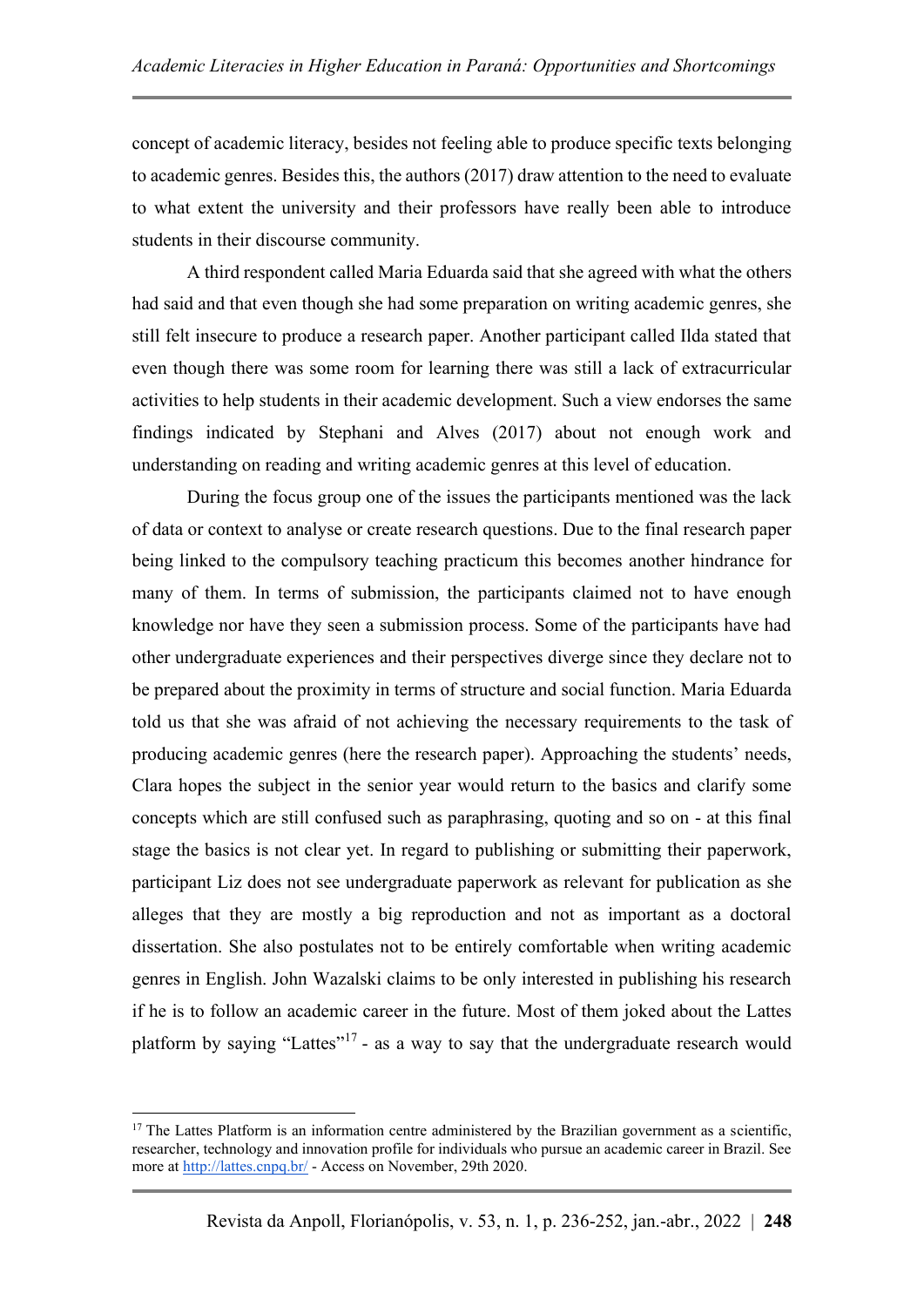concept of academic literacy, besides not feeling able to produce specific texts belonging to academic genres. Besides this, the authors (2017) draw attention to the need to evaluate to what extent the university and their professors have really been able to introduce students in their discourse community.

A third respondent called Maria Eduarda said that she agreed with what the others had said and that even though she had some preparation on writing academic genres, she still felt insecure to produce a research paper. Another participant called Ilda stated that even though there was some room for learning there was still a lack of extracurricular activities to help students in their academic development. Such a view endorses the same findings indicated by Stephani and Alves (2017) about not enough work and understanding on reading and writing academic genres at this level of education.

During the focus group one of the issues the participants mentioned was the lack of data or context to analyse or create research questions. Due to the final research paper being linked to the compulsory teaching practicum this becomes another hindrance for many of them. In terms of submission, the participants claimed not to have enough knowledge nor have they seen a submission process. Some of the participants have had other undergraduate experiences and their perspectives diverge since they declare not to be prepared about the proximity in terms of structure and social function. Maria Eduarda told us that she was afraid of not achieving the necessary requirements to the task of producing academic genres (here the research paper). Approaching the students' needs, Clara hopes the subject in the senior year would return to the basics and clarify some concepts which are still confused such as paraphrasing, quoting and so on - at this final stage the basics is not clear yet. In regard to publishing or submitting their paperwork, participant Liz does not see undergraduate paperwork as relevant for publication as she alleges that they are mostly a big reproduction and not as important as a doctoral dissertation. She also postulates not to be entirely comfortable when writing academic genres in English. John Wazalski claims to be only interested in publishing his research if he is to follow an academic career in the future. Most of them joked about the Lattes platform by saying "Lattes"[17] - as a way to say that the undergraduate research would

[17] The Lattes Platform is an information centre administered by the Brazilian government as a scientific, researcher, technology and innovation profile for individuals who pursue an academic career in Brazil. See more at http://lattes.cnpq.br/ - Access on November, 29th 2020.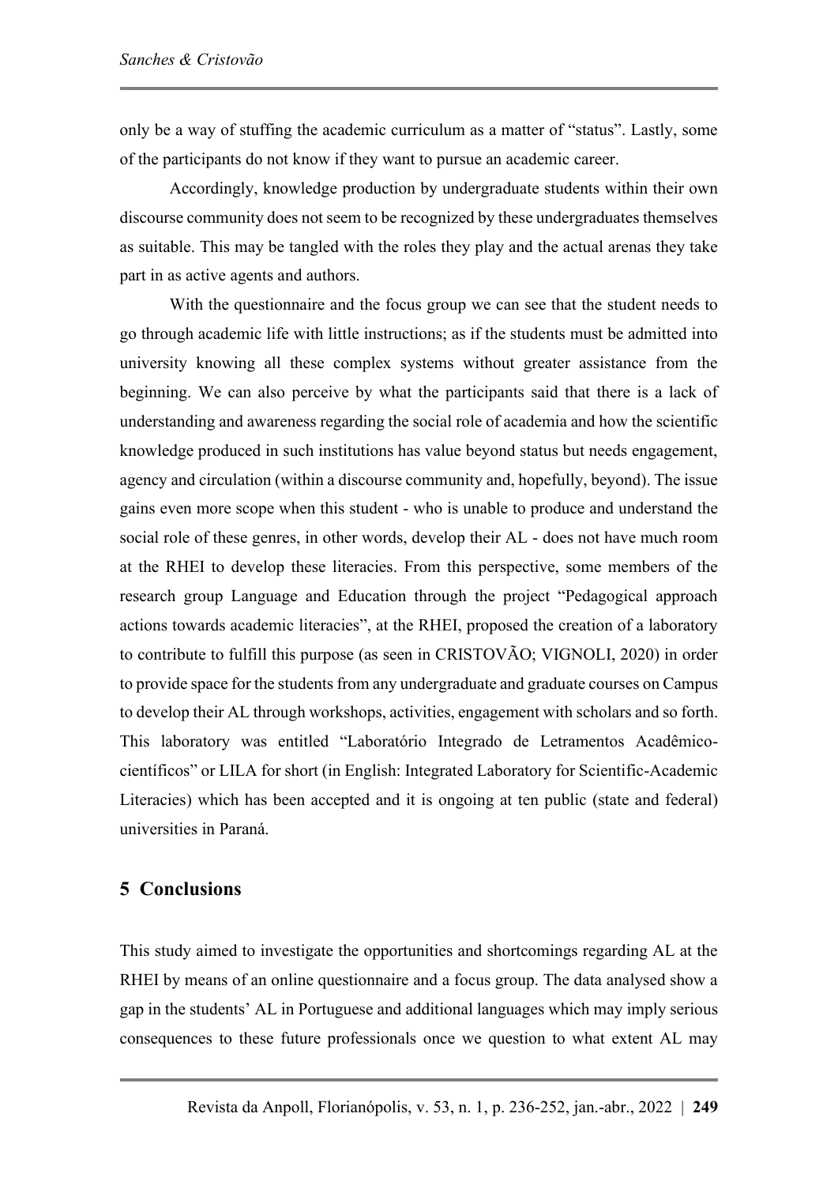only be a way of stuffing the academic curriculum as a matter of "status". Lastly, some of the participants do not know if they want to pursue an academic career.

Accordingly, knowledge production by undergraduate students within their own discourse community does not seem to be recognized by these undergraduates themselves as suitable. This may be tangled with the roles they play and the actual arenas they take part in as active agents and authors.

With the questionnaire and the focus group we can see that the student needs to go through academic life with little instructions; as if the students must be admitted into university knowing all these complex systems without greater assistance from the beginning. We can also perceive by what the participants said that there is a lack of understanding and awareness regarding the social role of academia and how the scientific knowledge produced in such institutions has value beyond status but needs engagement, agency and circulation (within a discourse community and, hopefully, beyond). The issue gains even more scope when this student - who is unable to produce and understand the social role of these genres, in other words, develop their AL - does not have much room at the RHEI to develop these literacies. From this perspective, some members of the research group Language and Education through the project "Pedagogical approach actions towards academic literacies", at the RHEI, proposed the creation of a laboratory to contribute to fulfill this purpose (as seen in CRISTOVÃO; VIGNOLI, 2020) in order to provide space for the students from any undergraduate and graduate courses on Campus to develop their AL through workshops, activities, engagement with scholars and so forth. This laboratory was entitled "Laboratório Integrado de Letramentos Acadêmico-científicos" or LILA for short (in English: Integrated Laboratory for Scientific-Academic Literacies) which has been accepted and it is ongoing at ten public (state and federal) universities in Paraná.

## 5 Conclusions

This study aimed to investigate the opportunities and shortcomings regarding AL at the RHEI by means of an online questionnaire and a focus group. The data analysed show a gap in the students' AL in Portuguese and additional languages which may imply serious consequences to these future professionals once we question to what extent AL may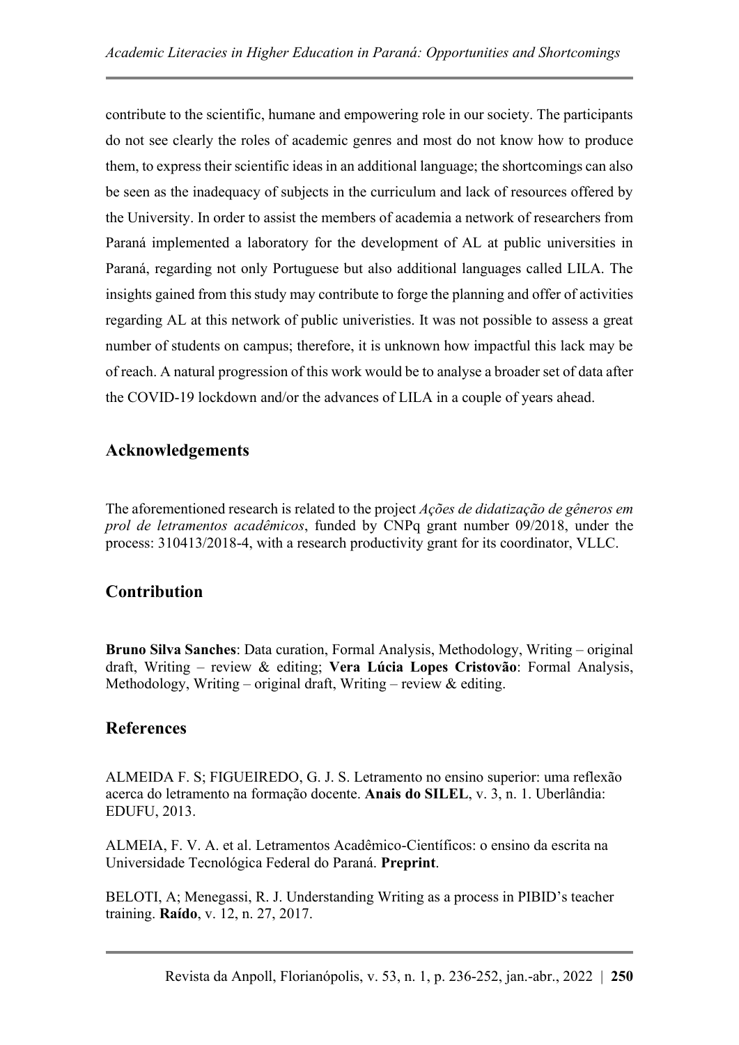contribute to the scientific, humane and empowering role in our society. The participants do not see clearly the roles of academic genres and most do not know how to produce them, to express their scientific ideas in an additional language; the shortcomings can also be seen as the inadequacy of subjects in the curriculum and lack of resources offered by the University. In order to assist the members of academia a network of researchers from Paraná implemented a laboratory for the development of AL at public universities in Paraná, regarding not only Portuguese but also additional languages called LILA. The insights gained from this study may contribute to forge the planning and offer of activities regarding AL at this network of public univeristies. It was not possible to assess a great number of students on campus; therefore, it is unknown how impactful this lack may be of reach. A natural progression of this work would be to analyse a broader set of data after the COVID-19 lockdown and/or the advances of LILA in a couple of years ahead.

## Acknowledgements

The aforementioned research is related to the project *Ações de didatização de gêneros em prol de letramentos acadêmicos*, funded by CNPq grant number 09/2018, under the process: 310413/2018-4, with a research productivity grant for its coordinator, VLLC.

## Contribution

**Bruno Silva Sanches**: Data curation, Formal Analysis, Methodology, Writing – original draft, Writing – review & editing; **Vera Lúcia Lopes Cristovão**: Formal Analysis, Methodology, Writing – original draft, Writing – review & editing.

## References

ALMEIDA F. S; FIGUEIREDO, G. J. S. Letramento no ensino superior: uma reflexão acerca do letramento na formação docente. **Anais do SILEL**, v. 3, n. 1. Uberlândia: EDUFU, 2013.

ALMEIA, F. V. A. et al. Letramentos Acadêmico-Científicos: o ensino da escrita na Universidade Tecnológica Federal do Paraná. **Preprint**.

BELOTI, A; Menegassi, R. J. Understanding Writing as a process in PIBID's teacher training. **Raído**, v. 12, n. 27, 2017.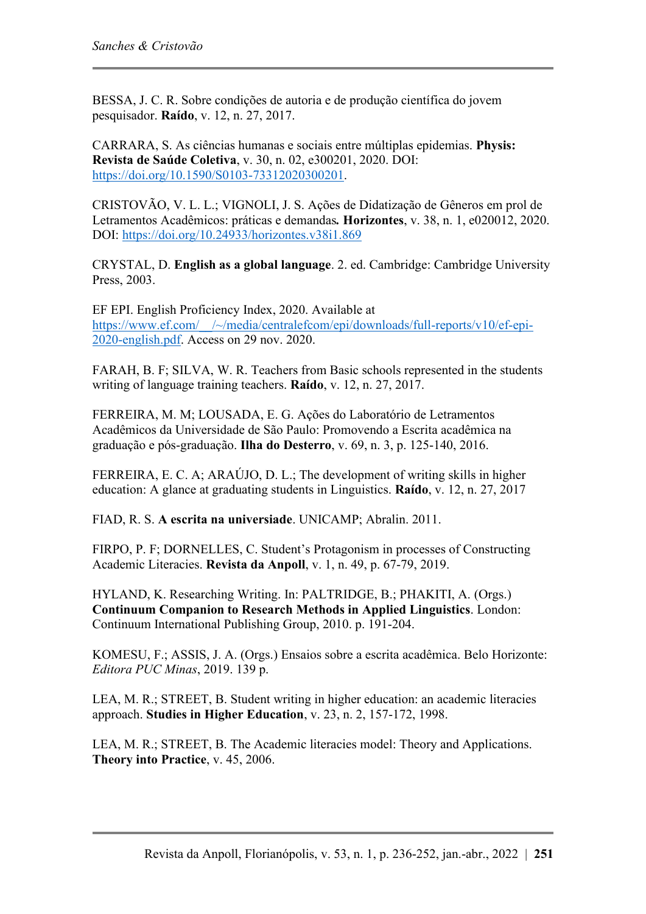BESSA, J. C. R. Sobre condições de autoria e de produção científica do jovem pesquisador. **Raído**, v. 12, n. 27, 2017.

CARRARA, S. As ciências humanas e sociais entre múltiplas epidemias. **Physis: Revista de Saúde Coletiva**, v. 30, n. 02, e300201, 2020. DOI: https://doi.org/10.1590/S0103-73312020300201.

CRISTOVÃO, V. L. L.; VIGNOLI, J. S. Ações de Didatização de Gêneros em prol de Letramentos Acadêmicos: práticas e demandas**.** **Horizontes**, v. 38, n. 1, e020012, 2020. DOI: https://doi.org/10.24933/horizontes.v38i1.869

CRYSTAL, D. **English as a global language**. 2. ed. Cambridge: Cambridge University Press, 2003.

EF EPI. English Proficiency Index, 2020. Available at https://www.ef.com/__/~/media/centralefcom/epi/downloads/full-reports/v10/ef-epi-2020-english.pdf. Access on 29 nov. 2020.

FARAH, B. F; SILVA, W. R. Teachers from Basic schools represented in the students writing of language training teachers. **Raído**, v. 12, n. 27, 2017.

FERREIRA, M. M; LOUSADA, E. G. Ações do Laboratório de Letramentos Acadêmicos da Universidade de São Paulo: Promovendo a Escrita acadêmica na graduação e pós-graduação. **Ilha do Desterro**, v. 69, n. 3, p. 125-140, 2016.

FERREIRA, E. C. A; ARAÚJO, D. L.; The development of writing skills in higher education: A glance at graduating students in Linguistics. **Raído**, v. 12, n. 27, 2017

FIAD, R. S. **A escrita na universiade**. UNICAMP; Abralin. 2011.

FIRPO, P. F; DORNELLES, C. Student's Protagonism in processes of Constructing Academic Literacies. **Revista da Anpoll**, v. 1, n. 49, p. 67-79, 2019.

HYLAND, K. Researching Writing. In: PALTRIDGE, B.; PHAKITI, A. (Orgs.) **Continuum Companion to Research Methods in Applied Linguistics**. London: Continuum International Publishing Group, 2010. p. 191-204.

KOMESU, F.; ASSIS, J. A. (Orgs.) Ensaios sobre a escrita acadêmica. Belo Horizonte: *Editora PUC Minas*, 2019. 139 p.

LEA, M. R.; STREET, B. Student writing in higher education: an academic literacies approach. **Studies in Higher Education**, v. 23, n. 2, 157-172, 1998.

LEA, M. R.; STREET, B. The Academic literacies model: Theory and Applications. **Theory into Practice**, v. 45, 2006.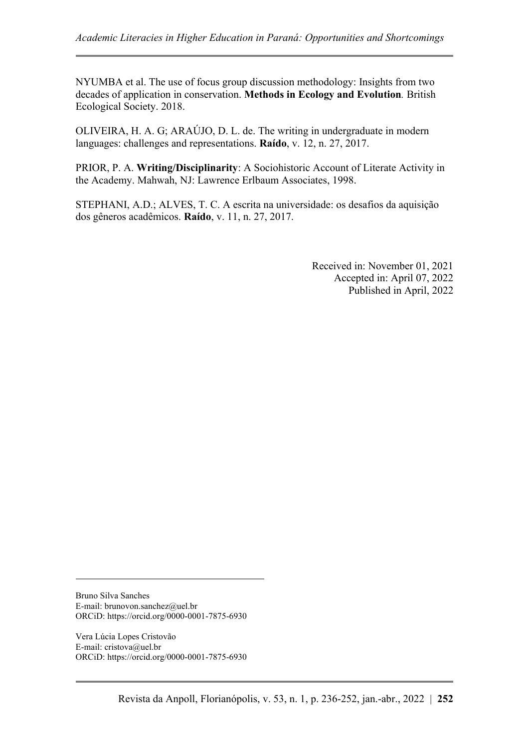NYUMBA et al. The use of focus group discussion methodology: Insights from two decades of application in conservation. **Methods in Ecology and Evolution**. British Ecological Society. 2018.

OLIVEIRA, H. A. G; ARAÚJO, D. L. de. The writing in undergraduate in modern languages: challenges and representations. **Raído**, v. 12, n. 27, 2017.

PRIOR, P. A. **Writing/Disciplinarity**: A Sociohistoric Account of Literate Activity in the Academy. Mahwah, NJ: Lawrence Erlbaum Associates, 1998.

STEPHANI, A.D.; ALVES, T. C. A escrita na universidade: os desafios da aquisição dos gêneros acadêmicos. **Raído**, v. 11, n. 27, 2017.

Received in: November 01, 2021
Accepted in: April 07, 2022
Published in April, 2022

---

Bruno Silva Sanches
E-mail: brunovon.sanchez@uel.br
ORCiD: https://orcid.org/0000-0001-7875-6930

Vera Lúcia Lopes Cristovão
E-mail: cristova@uel.br
ORCiD: https://orcid.org/0000-0001-7875-6930